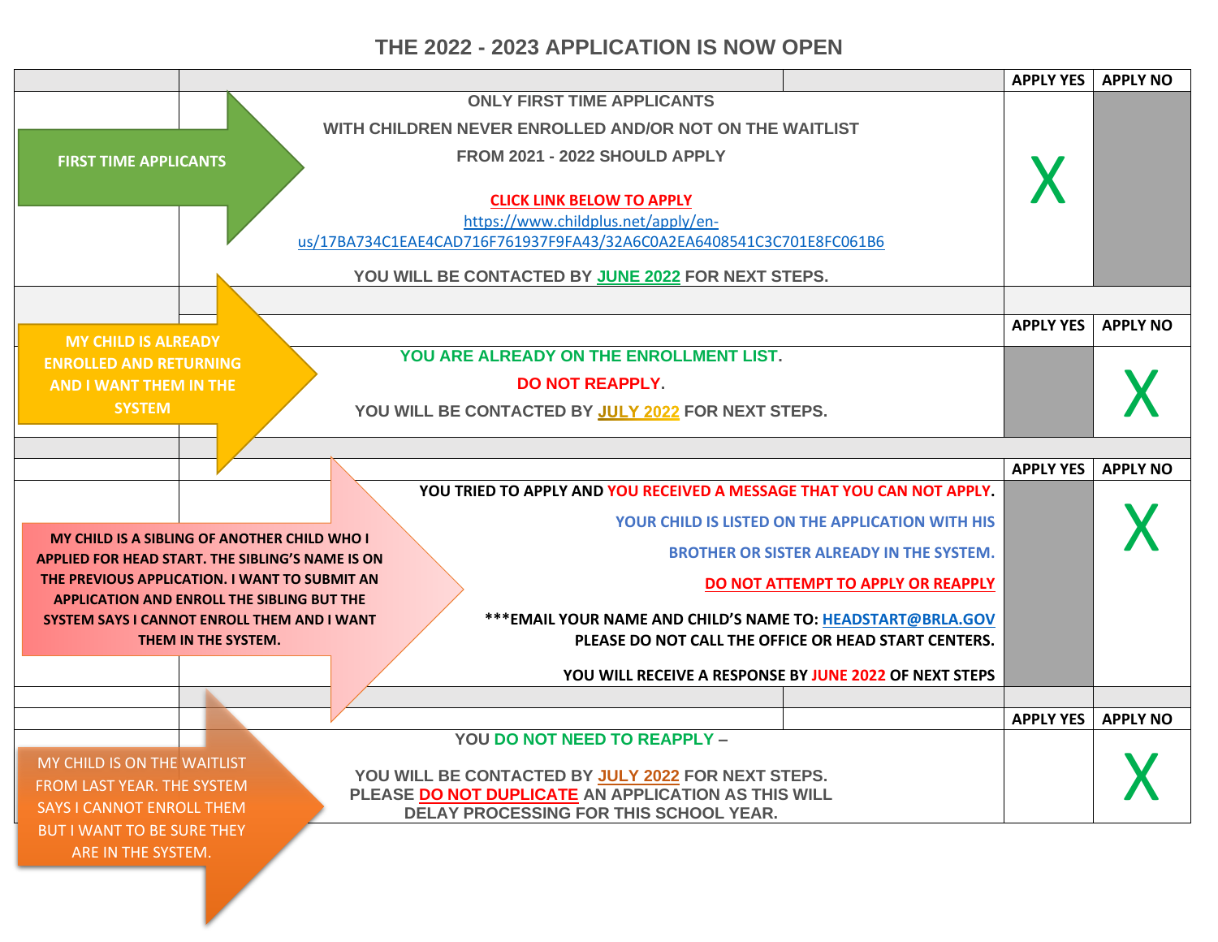# THE 2022 - 2023 APPLICATION IS NOW OPEN

| Situation | Instructions | APPLY YES | APPLY NO |
|---|---|---|---|
| FIRST TIME APPLICANTS | ONLY FIRST TIME APPLICANTS WITH CHILDREN NEVER ENROLLED AND/OR NOT ON THE WAITLIST FROM 2021 - 2022 SHOULD APPLY<br><br>CLICK LINK BELOW TO APPLY<br>https://www.childplus.net/apply/en-us/17BA734C1EAE4CAD716F761937F9FA43/32A6C0A2EA6408541C3C701E8FC061B6<br><br>YOU WILL BE CONTACTED BY JUNE 2022 FOR NEXT STEPS. | X | |
| MY CHILD IS ALREADY ENROLLED AND RETURNING AND I WANT THEM IN THE SYSTEM | YOU ARE ALREADY ON THE ENROLLMENT LIST.<br>DO NOT REAPPLY.<br>YOU WILL BE CONTACTED BY JULY 2022 FOR NEXT STEPS. | | X |
| MY CHILD IS A SIBLING OF ANOTHER CHILD WHO I APPLIED FOR HEAD START. THE SIBLING'S NAME IS ON THE PREVIOUS APPLICATION. I WANT TO SUBMIT AN APPLICATION AND ENROLL THE SIBLING BUT THE SYSTEM SAYS I CANNOT ENROLL THEM AND I WANT THEM IN THE SYSTEM. | YOU TRIED TO APPLY AND YOU RECEIVED A MESSAGE THAT YOU CAN NOT APPLY.<br>YOUR CHILD IS LISTED ON THE APPLICATION WITH HIS BROTHER OR SISTER ALREADY IN THE SYSTEM.<br>DO NOT ATTEMPT TO APPLY OR REAPPLY<br>***EMAIL YOUR NAME AND CHILD'S NAME TO: HEADSTART@BRLA.GOV<br>PLEASE DO NOT CALL THE OFFICE OR HEAD START CENTERS.<br>YOU WILL RECEIVE A RESPONSE BY JUNE 2022 OF NEXT STEPS | | X |
| MY CHILD IS ON THE WAITLIST FROM LAST YEAR. THE SYSTEM SAYS I CANNOT ENROLL THEM BUT I WANT TO BE SURE THEY ARE IN THE SYSTEM. | YOU DO NOT NEED TO REAPPLY –<br>YOU WILL BE CONTACTED BY JULY 2022 FOR NEXT STEPS.<br>PLEASE DO NOT DUPLICATE AN APPLICATION AS THIS WILL DELAY PROCESSING FOR THIS SCHOOL YEAR. | | X |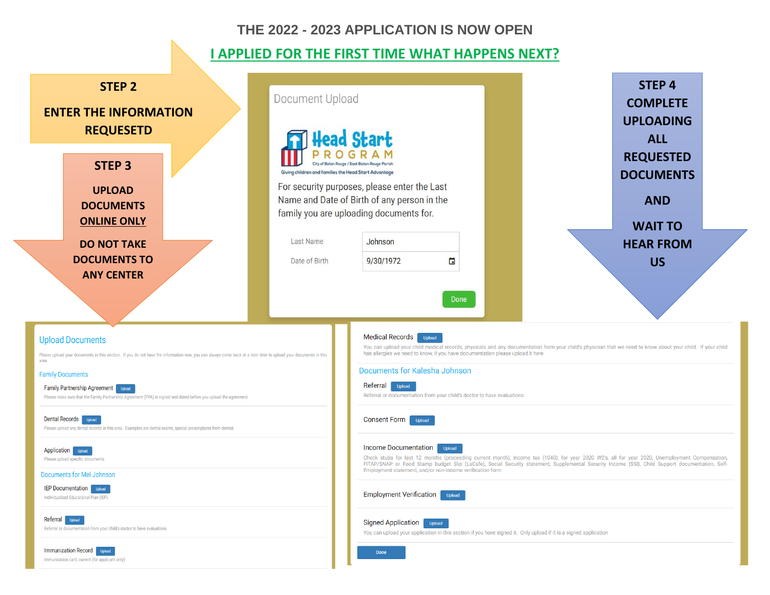# THE 2022 - 2023 APPLICATION IS NOW OPEN

## I APPLIED FOR THE FIRST TIME WHAT HAPPENS NEXT?

**STEP 2**

**ENTER THE INFORMATION REQUESETD**

**STEP 3**

**UPLOAD DOCUMENTS ONLINE ONLY**

**DO NOT TAKE DOCUMENTS TO ANY CENTER**

**STEP 4**

**COMPLETE UPLOADING ALL REQUESTED DOCUMENTS**

**AND**

**WAIT TO HEAR FROM US**

---

Document Upload

Head Start PROGRAM

City of Baton Rouge / East Baton Rouge Parish

Giving children and families the Head Start Advantage

For security purposes, please enter the Last Name and Date of Birth of any person in the family you are uploading documents for.

Last Name: Johnson

Date of Birth: 9/30/1972

Done

---

Upload Documents

Please upload your documents in this section. If you do not have the information now, you can always come back at a later time to upload your documents in this area.

Family Documents

Family Partnership Agreement — Upload
Please make sure that the Family Partnership Agreement (FPA) is signed and dated before you upload the agreement.

Dental Records — Upload
Please upload any dental records in this area. Examples are dental exams, special prescriptions from dentist.

Application — Upload
Please upload specific documents.

Documents for Mel Johnson

IEP Documentation — Upload
Individualized Educational Plan (IEP).

Referral — Upload
Referral or documentation from your child's doctor to have evaluations

Immunization Record — Upload
Immunization card, current (for applicant only)

---

Medical Records — Upload
You can upload your child medical records, physicals and any documentation from your child's physician that we need to know about your child. If your child has allergies we need to know, if you have documentation please upload it here

Documents for Kalesha Johnson

Referral — Upload
Referral or documentation from your child's doctor to have evaluations

Consent Form — Upload

Income Documentation — Upload
Check stubs for last 12 months (proceeding current month), Income tax (1040), for year 2020 W2's, all for year 2020, Unemployment Compensation, FITAP/SNAP or Food Stamp budget Slip (LaCafe), Social Security statement, Supplemental Security Income (SSI), Child Support documentation, Self-Employment statement, and/or non-income verification form

Employment Verification — Upload

Signed Application — Upload
You can upload your application in this section if you have signed it. Only upload if it is a signed application

Done